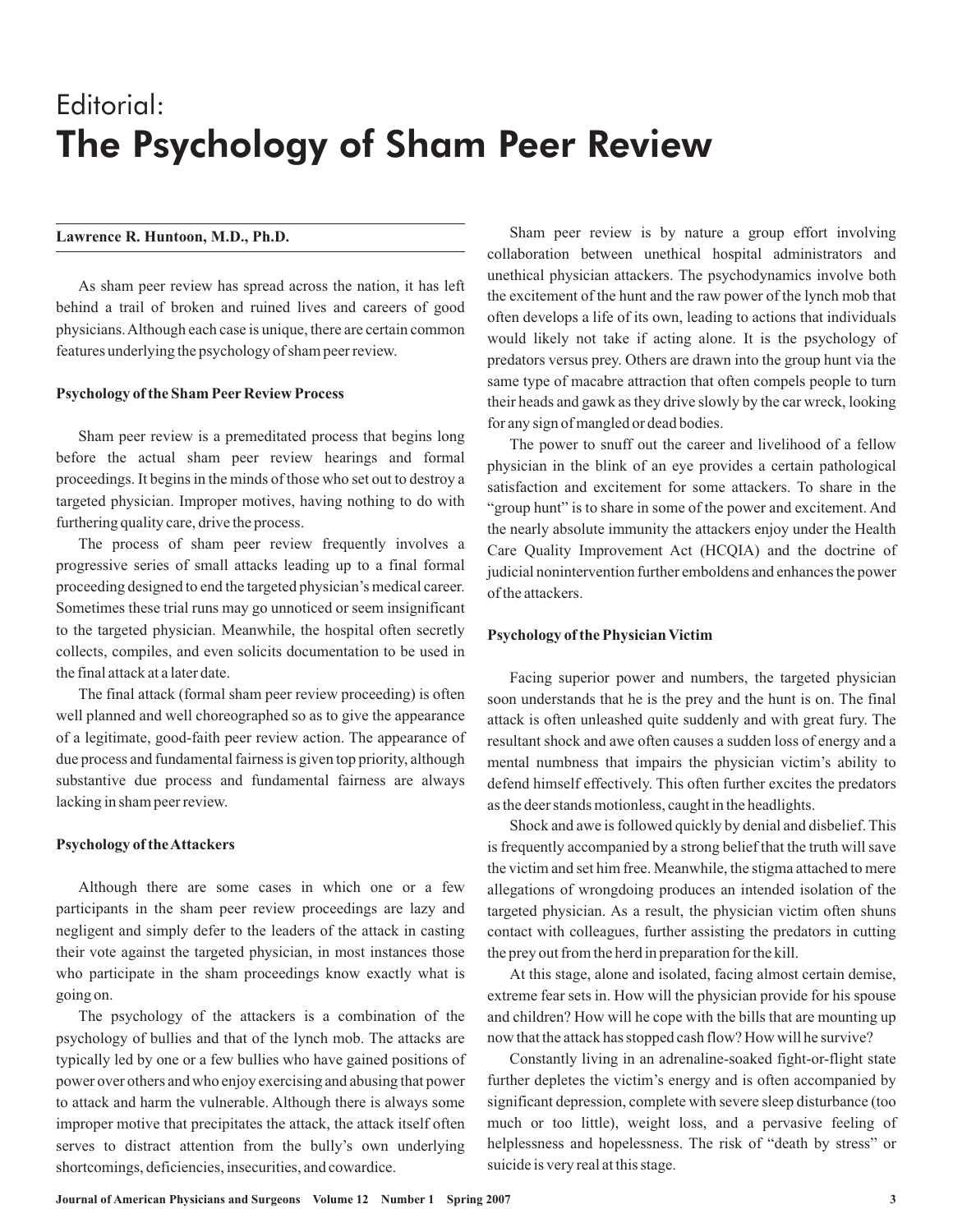# Editorial:
# The Psychology of Sham Peer Review

**Lawrence R. Huntoon, M.D., Ph.D.**

As sham peer review has spread across the nation, it has left behind a trail of broken and ruined lives and careers of good physicians. Although each case is unique, there are certain common features underlying the psychology of sham peer review.

### Psychology of the Sham Peer Review Process

Sham peer review is a premeditated process that begins long before the actual sham peer review hearings and formal proceedings. It begins in the minds of those who set out to destroy a targeted physician. Improper motives, having nothing to do with furthering quality care, drive the process.

The process of sham peer review frequently involves a progressive series of small attacks leading up to a final formal proceeding designed to end the targeted physician's medical career. Sometimes these trial runs may go unnoticed or seem insignificant to the targeted physician. Meanwhile, the hospital often secretly collects, compiles, and even solicits documentation to be used in the final attack at a later date.

The final attack (formal sham peer review proceeding) is often well planned and well choreographed so as to give the appearance of a legitimate, good-faith peer review action. The appearance of due process and fundamental fairness is given top priority, although substantive due process and fundamental fairness are always lacking in sham peer review.

### Psychology of the Attackers

Although there are some cases in which one or a few participants in the sham peer review proceedings are lazy and negligent and simply defer to the leaders of the attack in casting their vote against the targeted physician, in most instances those who participate in the sham proceedings know exactly what is going on.

The psychology of the attackers is a combination of the psychology of bullies and that of the lynch mob. The attacks are typically led by one or a few bullies who have gained positions of power over others and who enjoy exercising and abusing that power to attack and harm the vulnerable. Although there is always some improper motive that precipitates the attack, the attack itself often serves to distract attention from the bully's own underlying shortcomings, deficiencies, insecurities, and cowardice.

Sham peer review is by nature a group effort involving collaboration between unethical hospital administrators and unethical physician attackers. The psychodynamics involve both the excitement of the hunt and the raw power of the lynch mob that often develops a life of its own, leading to actions that individuals would likely not take if acting alone. It is the psychology of predators versus prey. Others are drawn into the group hunt via the same type of macabre attraction that often compels people to turn their heads and gawk as they drive slowly by the car wreck, looking for any sign of mangled or dead bodies.

The power to snuff out the career and livelihood of a fellow physician in the blink of an eye provides a certain pathological satisfaction and excitement for some attackers. To share in the "group hunt" is to share in some of the power and excitement. And the nearly absolute immunity the attackers enjoy under the Health Care Quality Improvement Act (HCQIA) and the doctrine of judicial nonintervention further emboldens and enhances the power of the attackers.

### Psychology of the Physician Victim

Facing superior power and numbers, the targeted physician soon understands that he is the prey and the hunt is on. The final attack is often unleashed quite suddenly and with great fury. The resultant shock and awe often causes a sudden loss of energy and a mental numbness that impairs the physician victim's ability to defend himself effectively. This often further excites the predators as the deer stands motionless, caught in the headlights.

Shock and awe is followed quickly by denial and disbelief. This is frequently accompanied by a strong belief that the truth will save the victim and set him free. Meanwhile, the stigma attached to mere allegations of wrongdoing produces an intended isolation of the targeted physician. As a result, the physician victim often shuns contact with colleagues, further assisting the predators in cutting the prey out from the herd in preparation for the kill.

At this stage, alone and isolated, facing almost certain demise, extreme fear sets in. How will the physician provide for his spouse and children? How will he cope with the bills that are mounting up now that the attack has stopped cash flow? How will he survive?

Constantly living in an adrenaline-soaked fight-or-flight state further depletes the victim's energy and is often accompanied by significant depression, complete with severe sleep disturbance (too much or too little), weight loss, and a pervasive feeling of helplessness and hopelessness. The risk of "death by stress" or suicide is very real at this stage.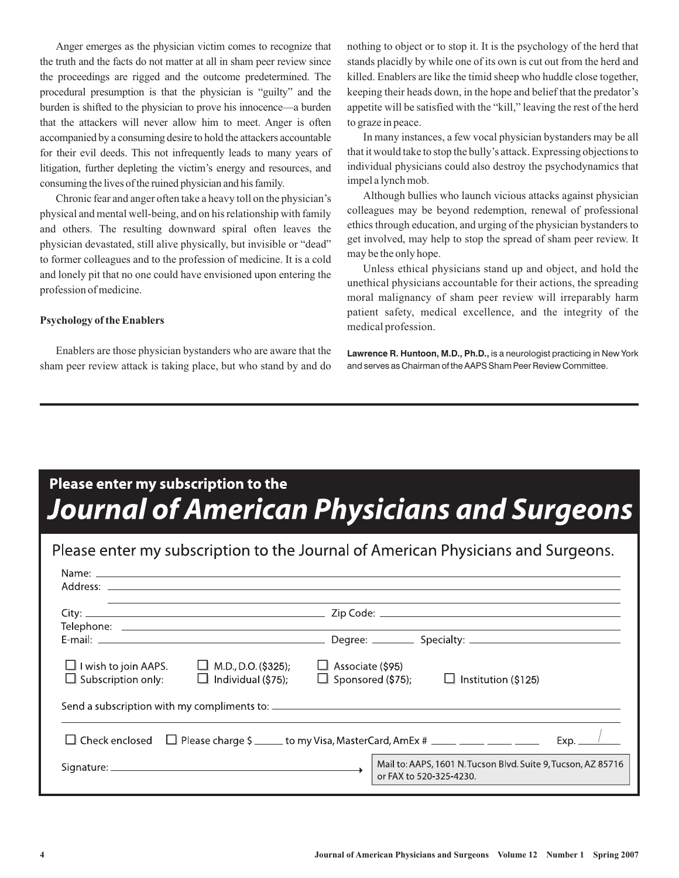Anger emerges as the physician victim comes to recognize that the truth and the facts do not matter at all in sham peer review since the proceedings are rigged and the outcome predetermined. The procedural presumption is that the physician is "guilty" and the burden is shifted to the physician to prove his innocence—a burden that the attackers will never allow him to meet. Anger is often accompanied by a consuming desire to hold the attackers accountable for their evil deeds. This not infrequently leads to many years of litigation, further depleting the victim's energy and resources, and consuming the lives of the ruined physician and his family.

Chronic fear and anger often take a heavy toll on the physician's physical and mental well-being, and on his relationship with family and others. The resulting downward spiral often leaves the physician devastated, still alive physically, but invisible or "dead" to former colleagues and to the profession of medicine. It is a cold and lonely pit that no one could have envisioned upon entering the profession of medicine.

**Psychology of the Enablers**

Enablers are those physician bystanders who are aware that the sham peer review attack is taking place, but who stand by and do nothing to object or to stop it. It is the psychology of the herd that stands placidly by while one of its own is cut out from the herd and killed. Enablers are like the timid sheep who huddle close together, keeping their heads down, in the hope and belief that the predator's appetite will be satisfied with the "kill," leaving the rest of the herd to graze in peace.

In many instances, a few vocal physician bystanders may be all that it would take to stop the bully's attack. Expressing objections to individual physicians could also destroy the psychodynamics that impel a lynch mob.

Although bullies who launch vicious attacks against physician colleagues may be beyond redemption, renewal of professional ethics through education, and urging of the physician bystanders to get involved, may help to stop the spread of sham peer review. It may be the only hope.

Unless ethical physicians stand up and object, and hold the unethical physicians accountable for their actions, the spreading moral malignancy of sham peer review will irreparably harm patient safety, medical excellence, and the integrity of the medical profession.

**Lawrence R. Huntoon, M.D., Ph.D.,** is a neurologist practicing in New York and serves as Chairman of the AAPS Sham Peer Review Committee.

---

**Please enter my subscription to the**

***Journal of American Physicians and Surgeons***

Please enter my subscription to the Journal of American Physicians and Surgeons.

Name: ______________________________

Address: ______________________________

______________________________

City: ____________________ Zip Code: ____________________

Telephone: ______________________________

E-mail: ____________________ Degree: ________ Specialty: ____________________

☐ I wish to join AAPS. ☐ M.D., D.O. ($325); ☐ Associate ($95)

☐ Subscription only: ☐ Individual ($75); ☐ Sponsored ($75); ☐ Institution ($125)

Send a subscription with my compliments to: ______________________________

______________________________

☐ Check enclosed ☐ Please charge $ _____ to my Visa, MasterCard, AmEx # _____ _____ _____ _____ Exp. ____/____

Signature: ______________________________

Mail to: AAPS, 1601 N. Tucson Blvd. Suite 9, Tucson, AZ 85716 or FAX to 520-325-4230.